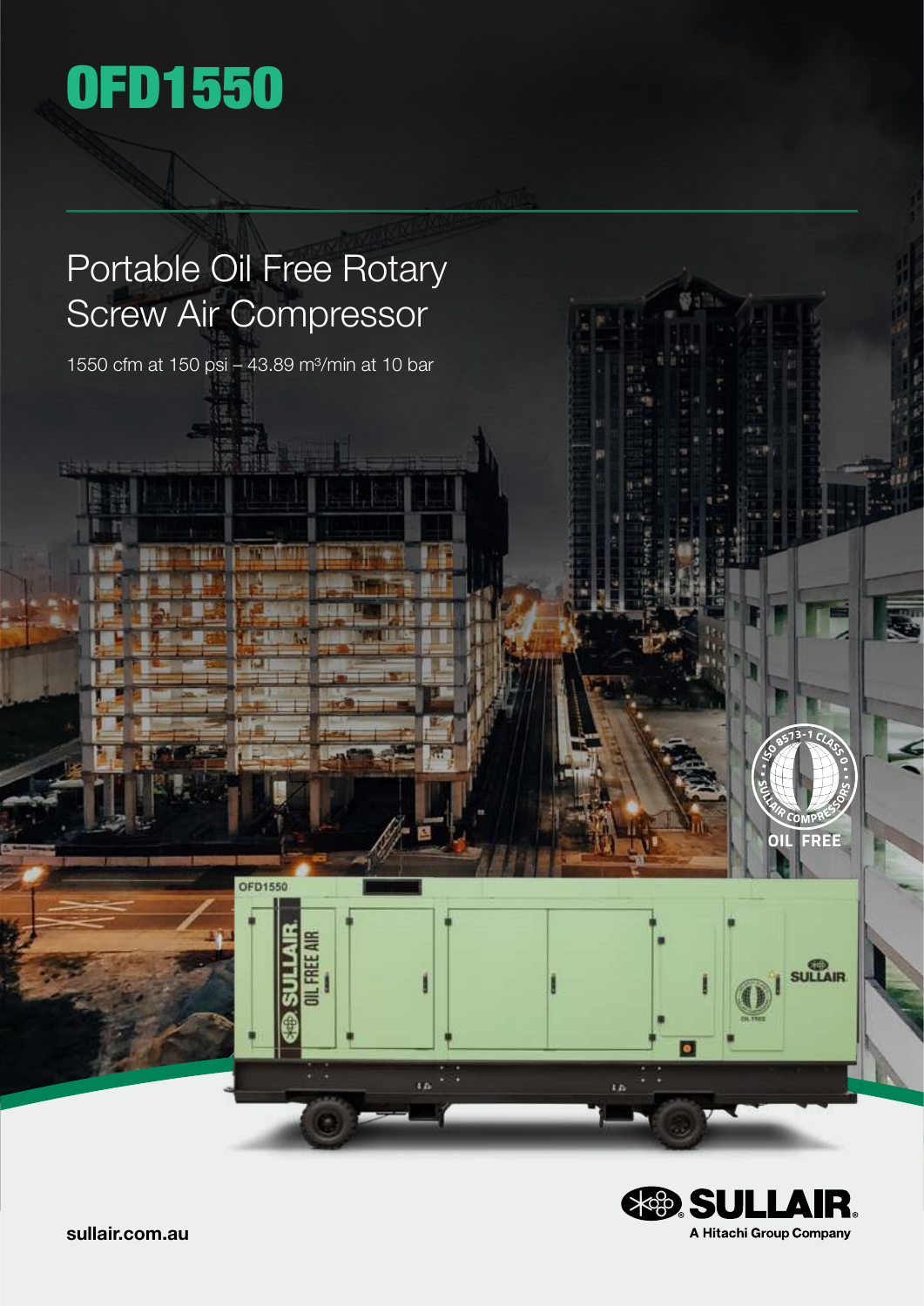# OFD1550

## Portable Oil Free Rotary Screw Air Compressor

1550 cfm at 150 psi – 43.89 m³/min at 10 bar

ISO 8573-1 CLASS 0 SULLAIR COMPRESSORS

OIL FREE

SULLAIR

A Hitachi Group Company

sullair.com.au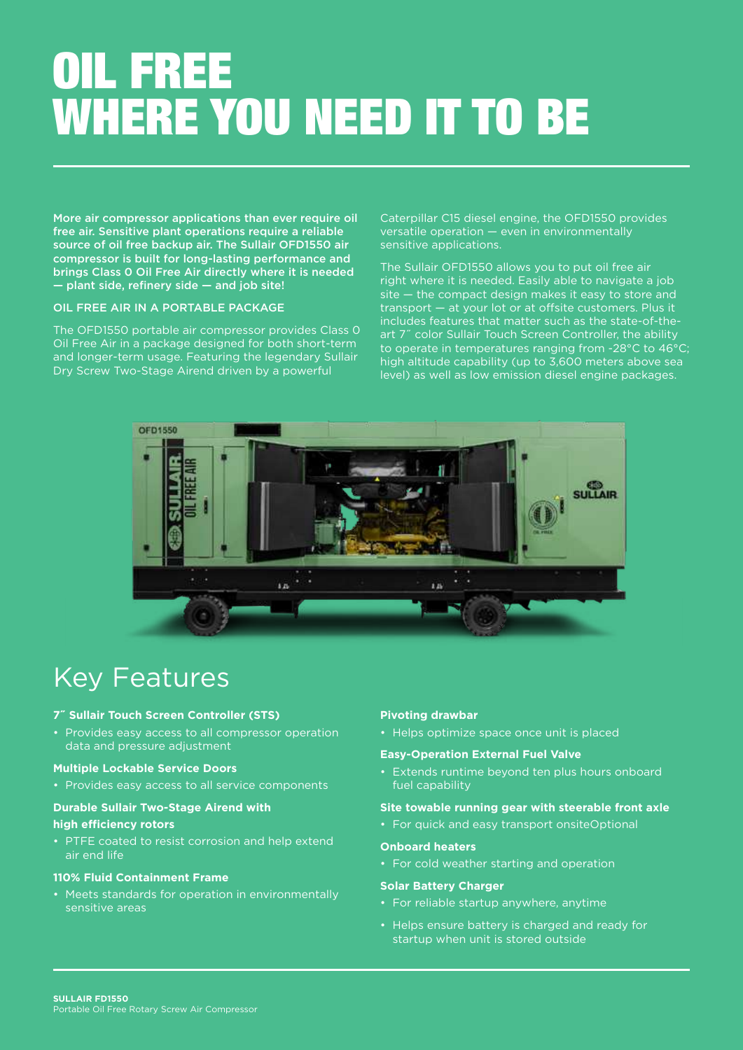# OIL FREE
# WHERE YOU NEED IT TO BE

**More air compressor applications than ever require oil free air. Sensitive plant operations require a reliable source of oil free backup air. The Sullair OFD1550 air compressor is built for long-lasting performance and brings Class 0 Oil Free Air directly where it is needed — plant side, refinery side — and job site!**

OIL FREE AIR IN A PORTABLE PACKAGE

The OFD1550 portable air compressor provides Class 0 Oil Free Air in a package designed for both short-term and longer-term usage. Featuring the legendary Sullair Dry Screw Two-Stage Airend driven by a powerful Caterpillar C15 diesel engine, the OFD1550 provides versatile operation — even in environmentally sensitive applications.

The Sullair OFD1550 allows you to put oil free air right where it is needed. Easily able to navigate a job site — the compact design makes it easy to store and transport — at your lot or at offsite customers. Plus it includes features that matter such as the state-of-the-art 7″ color Sullair Touch Screen Controller, the ability to operate in temperatures ranging from -28°C to 46°C; high altitude capability (up to 3,600 meters above sea level) as well as low emission diesel engine packages.

## Key Features

**7″ Sullair Touch Screen Controller (STS)**

- Provides easy access to all compressor operation data and pressure adjustment

**Multiple Lockable Service Doors**

- Provides easy access to all service components

**Durable Sullair Two-Stage Airend with high efficiency rotors**

- PTFE coated to resist corrosion and help extend air end life

**110% Fluid Containment Frame**

- Meets standards for operation in environmentally sensitive areas

**Pivoting drawbar**

- Helps optimize space once unit is placed

**Easy-Operation External Fuel Valve**

- Extends runtime beyond ten plus hours onboard fuel capability

**Site towable running gear with steerable front axle**

- For quick and easy transport onsiteOptional

**Onboard heaters**

- For cold weather starting and operation

**Solar Battery Charger**

- For reliable startup anywhere, anytime
- Helps ensure battery is charged and ready for startup when unit is stored outside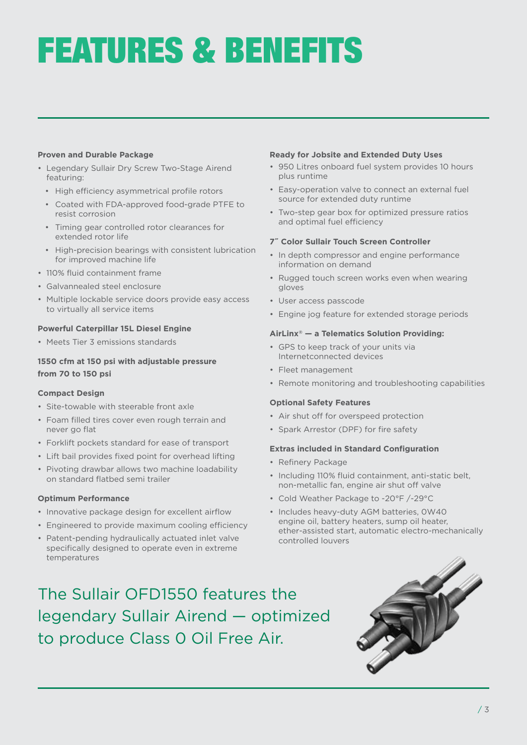# FEATURES & BENEFITS

**Proven and Durable Package**

- Legendary Sullair Dry Screw Two-Stage Airend featuring:
  - High efficiency asymmetrical profile rotors
  - Coated with FDA-approved food-grade PTFE to resist corrosion
  - Timing gear controlled rotor clearances for extended rotor life
  - High-precision bearings with consistent lubrication for improved machine life
- 110% fluid containment frame
- Galvannealed steel enclosure
- Multiple lockable service doors provide easy access to virtually all service items

**Powerful Caterpillar 15L Diesel Engine**

- Meets Tier 3 emissions standards

**1550 cfm at 150 psi with adjustable pressure from 70 to 150 psi**

**Compact Design**

- Site-towable with steerable front axle
- Foam filled tires cover even rough terrain and never go flat
- Forklift pockets standard for ease of transport
- Lift bail provides fixed point for overhead lifting
- Pivoting drawbar allows two machine loadability on standard flatbed semi trailer

**Optimum Performance**

- Innovative package design for excellent airflow
- Engineered to provide maximum cooling efficiency
- Patent-pending hydraulically actuated inlet valve specifically designed to operate even in extreme temperatures

**Ready for Jobsite and Extended Duty Uses**

- 950 Litres onboard fuel system provides 10 hours plus runtime
- Easy-operation valve to connect an external fuel source for extended duty runtime
- Two-step gear box for optimized pressure ratios and optimal fuel efficiency

**7˝ Color Sullair Touch Screen Controller**

- In depth compressor and engine performance information on demand
- Rugged touch screen works even when wearing gloves
- User access passcode
- Engine jog feature for extended storage periods

**AirLinx® — a Telematics Solution Providing:**

- GPS to keep track of your units via Internetconnected devices
- Fleet management
- Remote monitoring and troubleshooting capabilities

**Optional Safety Features**

- Air shut off for overspeed protection
- Spark Arrestor (DPF) for fire safety

**Extras included in Standard Configuration**

- Refinery Package
- Including 110% fluid containment, anti-static belt, non-metallic fan, engine air shut off valve
- Cold Weather Package to -20°F /-29°C
- Includes heavy-duty AGM batteries, 0W40 engine oil, battery heaters, sump oil heater, ether-assisted start, automatic electro-mechanically controlled louvers

The Sullair OFD1550 features the legendary Sullair Airend — optimized to produce Class 0 Oil Free Air.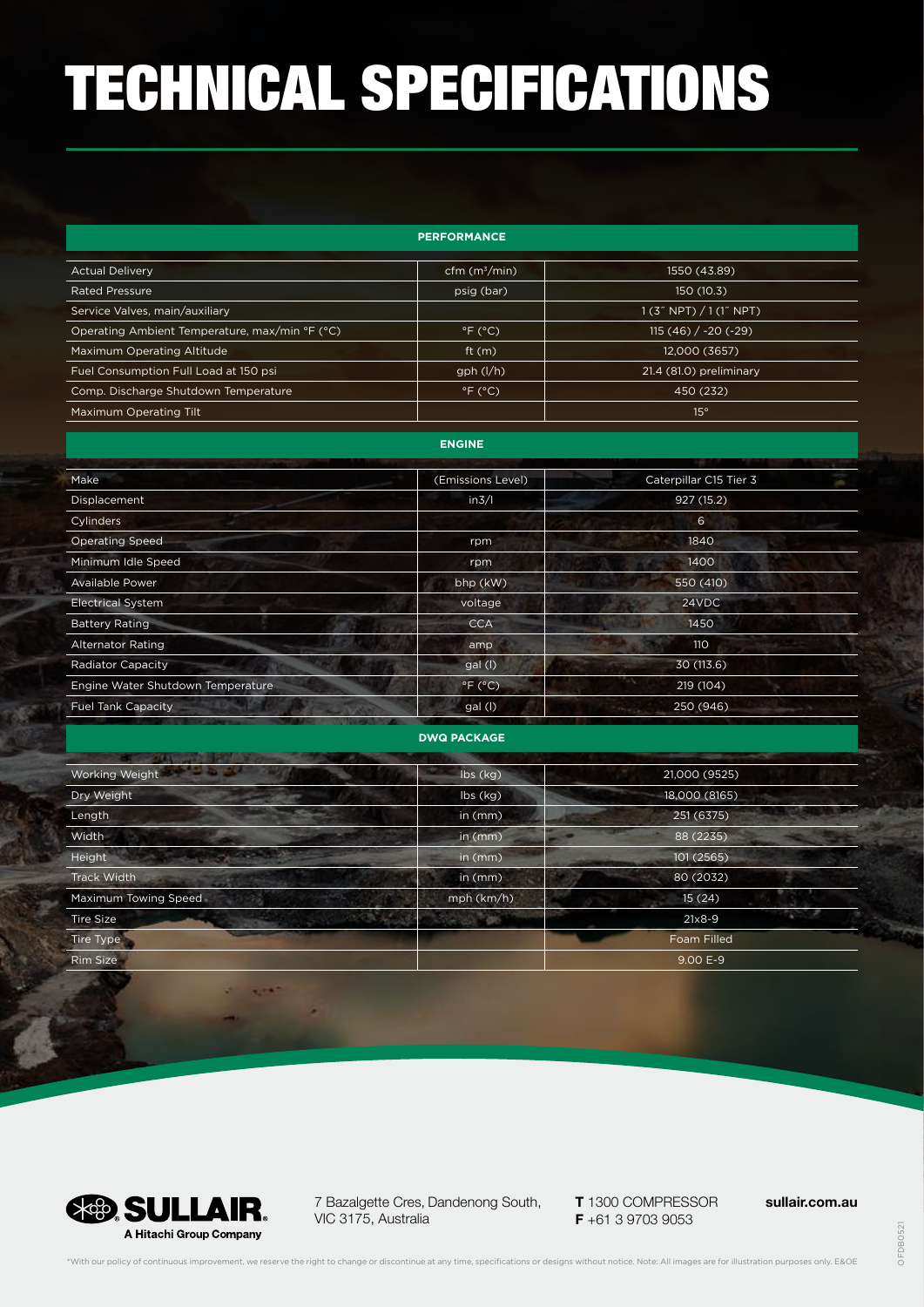# TECHNICAL SPECIFICATIONS

| PERFORMANCE | | |
|---|---|---|
| Actual Delivery | cfm (m³/min) | 1550 (43.89) |
| Rated Pressure | psig (bar) | 150 (10.3) |
| Service Valves, main/auxiliary | | 1 (3" NPT) / 1 (1" NPT) |
| Operating Ambient Temperature, max/min °F (°C) | °F (°C) | 115 (46) / -20 (-29) |
| Maximum Operating Altitude | ft (m) | 12,000 (3657) |
| Fuel Consumption Full Load at 150 psi | gph (l/h) | 21.4 (81.0) preliminary |
| Comp. Discharge Shutdown Temperature | °F (°C) | 450 (232) |
| Maximum Operating Tilt | | 15° |

| ENGINE | | |
|---|---|---|
| Make | (Emissions Level) | Caterpillar C15 Tier 3 |
| Displacement | in3/l | 927 (15.2) |
| Cylinders | | 6 |
| Operating Speed | rpm | 1840 |
| Minimum Idle Speed | rpm | 1400 |
| Available Power | bhp (kW) | 550 (410) |
| Electrical System | voltage | 24VDC |
| Battery Rating | CCA | 1450 |
| Alternator Rating | amp | 110 |
| Radiator Capacity | gal (l) | 30 (113.6) |
| Engine Water Shutdown Temperature | °F (°C) | 219 (104) |
| Fuel Tank Capacity | gal (l) | 250 (946) |

| DWQ PACKAGE | | |
|---|---|---|
| Working Weight | lbs (kg) | 21,000 (9525) |
| Dry Weight | lbs (kg) | 18,000 (8165) |
| Length | in (mm) | 251 (6375) |
| Width | in (mm) | 88 (2235) |
| Height | in (mm) | 101 (2565) |
| Track Width | in (mm) | 80 (2032) |
| Maximum Towing Speed | mph (km/h) | 15 (24) |
| Tire Size | | 21x8-9 |
| Tire Type | | Foam Filled |
| Rim Size | | 9.00 E-9 |

SULLAIR. A Hitachi Group Company

7 Bazalgette Cres, Dandenong South, VIC 3175, Australia

**T** 1300 COMPRESSOR
**F** +61 3 9703 9053

**sullair.com.au**

*With our policy of continuous improvement, we reserve the right to change or discontinue at any time, specifications or designs without notice. Note: All images are for illustration purposes only. E&OE

OFDB0521